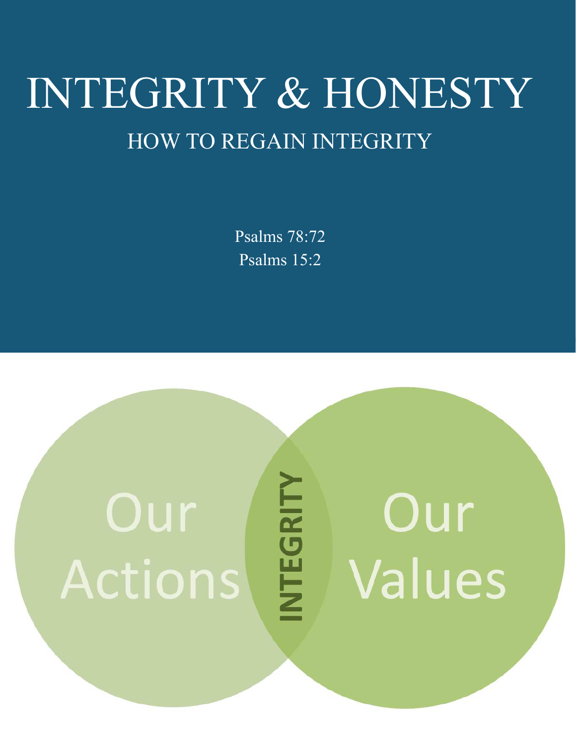# INTEGRITY & HONESTY

## HOW TO REGAIN INTEGRITY

Psalms 78:72
Psalms 15:2

Our Actions

INTEGRITY

Our Values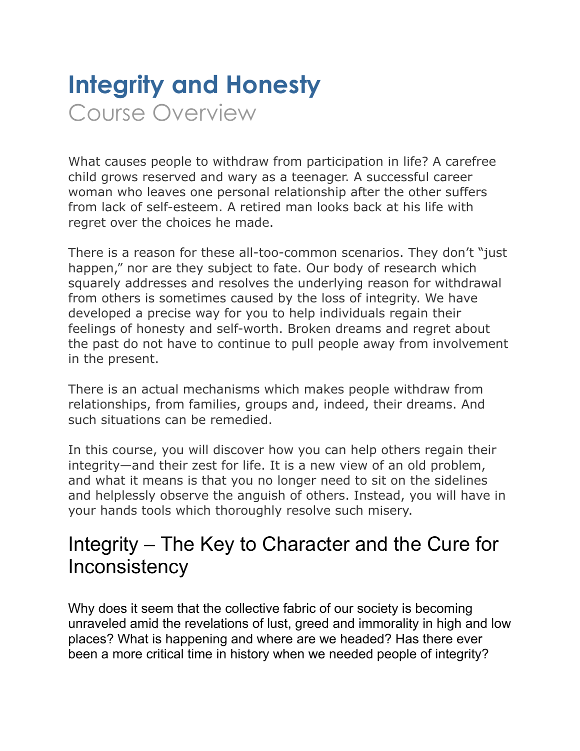# Integrity and Honesty

## Course Overview

What causes people to withdraw from participation in life? A carefree child grows reserved and wary as a teenager. A successful career woman who leaves one personal relationship after the other suffers from lack of self-esteem. A retired man looks back at his life with regret over the choices he made.

There is a reason for these all-too-common scenarios. They don't "just happen," nor are they subject to fate. Our body of research which squarely addresses and resolves the underlying reason for withdrawal from others is sometimes caused by the loss of integrity. We have developed a precise way for you to help individuals regain their feelings of honesty and self-worth. Broken dreams and regret about the past do not have to continue to pull people away from involvement in the present.

There is an actual mechanisms which makes people withdraw from relationships, from families, groups and, indeed, their dreams. And such situations can be remedied.

In this course, you will discover how you can help others regain their integrity—and their zest for life. It is a new view of an old problem, and what it means is that you no longer need to sit on the sidelines and helplessly observe the anguish of others. Instead, you will have in your hands tools which thoroughly resolve such misery.

## Integrity – The Key to Character and the Cure for Inconsistency

Why does it seem that the collective fabric of our society is becoming unraveled amid the revelations of lust, greed and immorality in high and low places? What is happening and where are we headed? Has there ever been a more critical time in history when we needed people of integrity?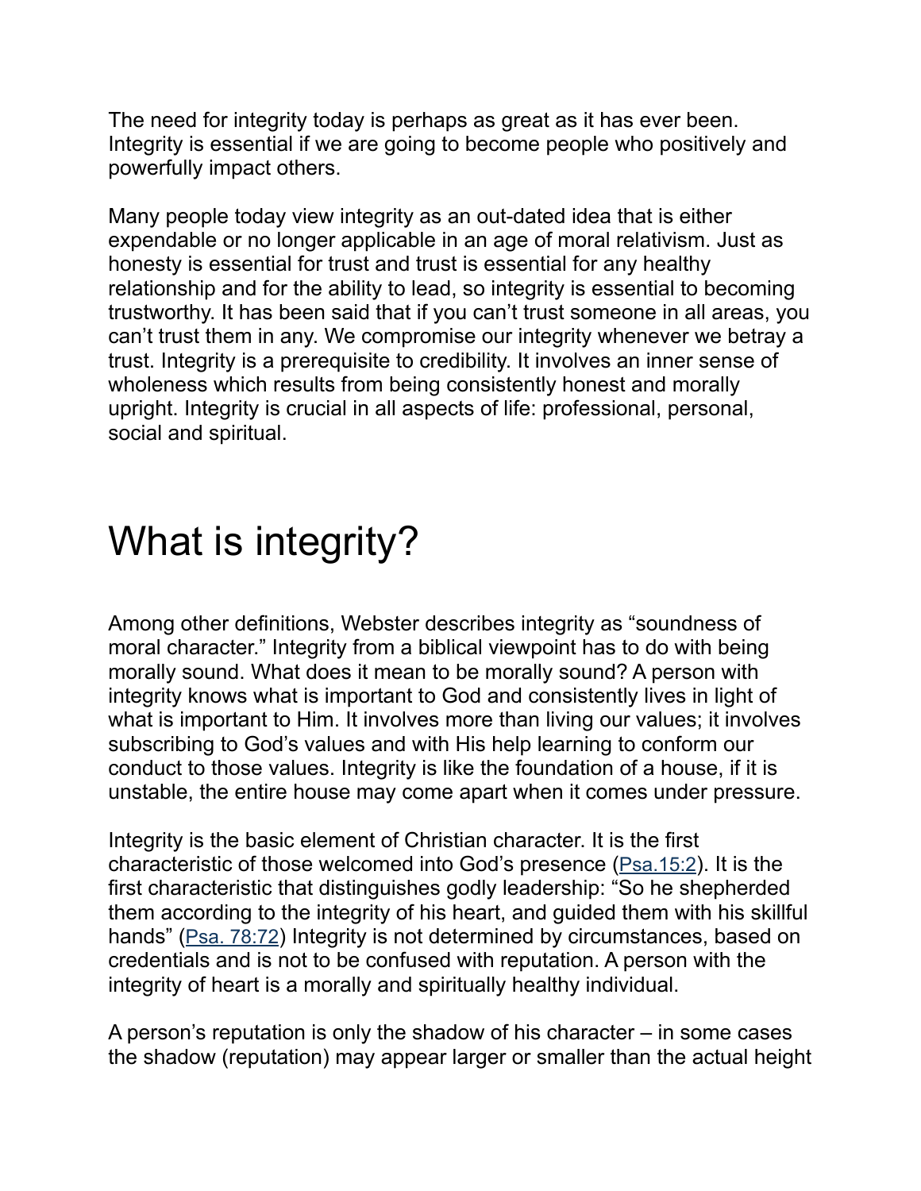The need for integrity today is perhaps as great as it has ever been. Integrity is essential if we are going to become people who positively and powerfully impact others.

Many people today view integrity as an out-dated idea that is either expendable or no longer applicable in an age of moral relativism. Just as honesty is essential for trust and trust is essential for any healthy relationship and for the ability to lead, so integrity is essential to becoming trustworthy. It has been said that if you can't trust someone in all areas, you can't trust them in any. We compromise our integrity whenever we betray a trust. Integrity is a prerequisite to credibility. It involves an inner sense of wholeness which results from being consistently honest and morally upright. Integrity is crucial in all aspects of life: professional, personal, social and spiritual.

# What is integrity?

Among other definitions, Webster describes integrity as "soundness of moral character." Integrity from a biblical viewpoint has to do with being morally sound. What does it mean to be morally sound? A person with integrity knows what is important to God and consistently lives in light of what is important to Him. It involves more than living our values; it involves subscribing to God's values and with His help learning to conform our conduct to those values. Integrity is like the foundation of a house, if it is unstable, the entire house may come apart when it comes under pressure.

Integrity is the basic element of Christian character. It is the first characteristic of those welcomed into God's presence (Psa.15:2). It is the first characteristic that distinguishes godly leadership: "So he shepherded them according to the integrity of his heart, and guided them with his skillful hands" (Psa. 78:72) Integrity is not determined by circumstances, based on credentials and is not to be confused with reputation. A person with the integrity of heart is a morally and spiritually healthy individual.

A person's reputation is only the shadow of his character – in some cases the shadow (reputation) may appear larger or smaller than the actual height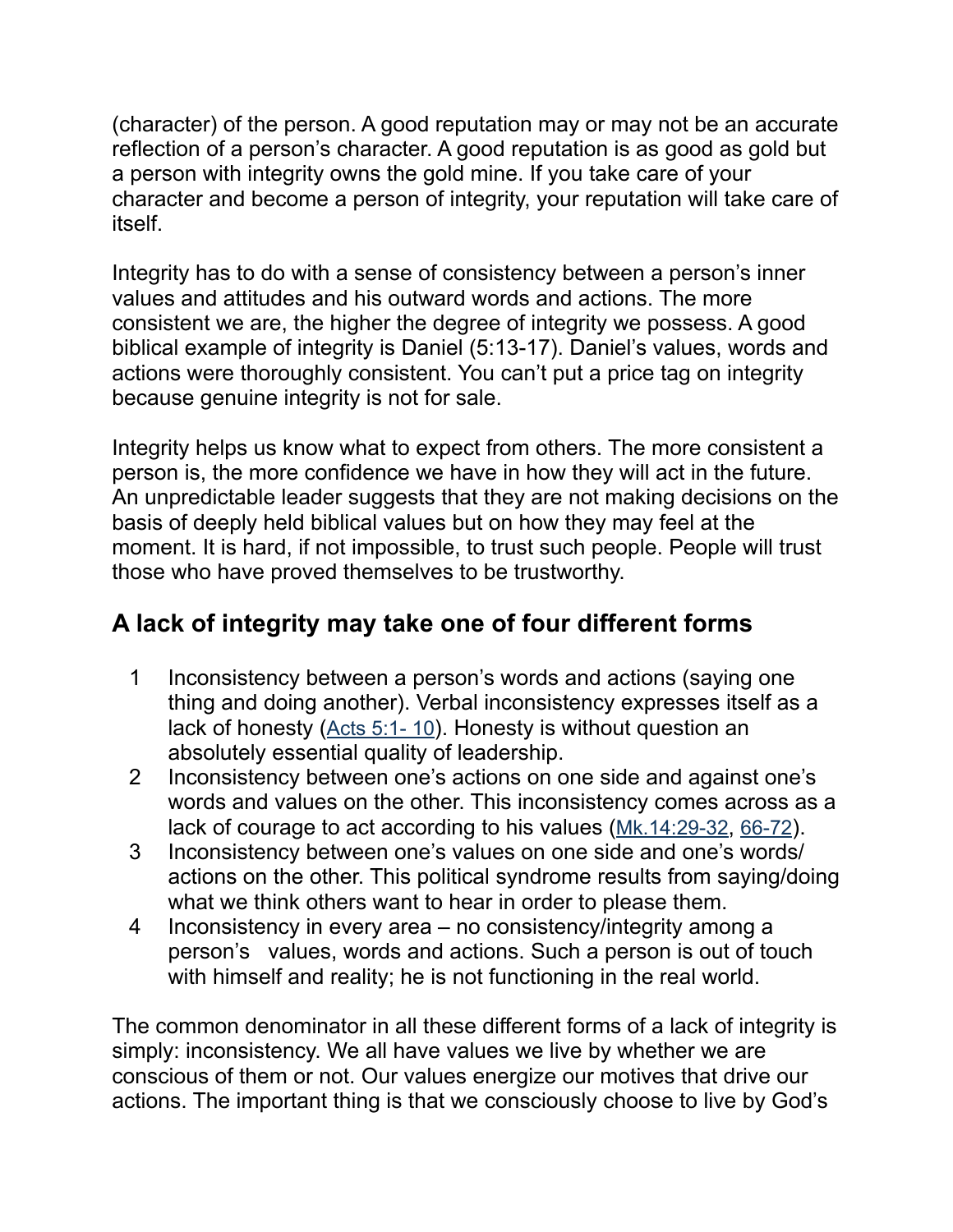(character) of the person. A good reputation may or may not be an accurate reflection of a person's character. A good reputation is as good as gold but a person with integrity owns the gold mine. If you take care of your character and become a person of integrity, your reputation will take care of itself.

Integrity has to do with a sense of consistency between a person's inner values and attitudes and his outward words and actions. The more consistent we are, the higher the degree of integrity we possess. A good biblical example of integrity is Daniel (5:13-17). Daniel's values, words and actions were thoroughly consistent. You can't put a price tag on integrity because genuine integrity is not for sale.

Integrity helps us know what to expect from others. The more consistent a person is, the more confidence we have in how they will act in the future. An unpredictable leader suggests that they are not making decisions on the basis of deeply held biblical values but on how they may feel at the moment. It is hard, if not impossible, to trust such people. People will trust those who have proved themselves to be trustworthy.

## A lack of integrity may take one of four different forms

1. Inconsistency between a person's words and actions (saying one thing and doing another). Verbal inconsistency expresses itself as a lack of honesty (Acts 5:1- 10). Honesty is without question an absolutely essential quality of leadership.
2. Inconsistency between one's actions on one side and against one's words and values on the other. This inconsistency comes across as a lack of courage to act according to his values (Mk.14:29-32, 66-72).
3. Inconsistency between one's values on one side and one's words/ actions on the other. This political syndrome results from saying/doing what we think others want to hear in order to please them.
4. Inconsistency in every area – no consistency/integrity among a person's values, words and actions. Such a person is out of touch with himself and reality; he is not functioning in the real world.

The common denominator in all these different forms of a lack of integrity is simply: inconsistency. We all have values we live by whether we are conscious of them or not. Our values energize our motives that drive our actions. The important thing is that we consciously choose to live by God's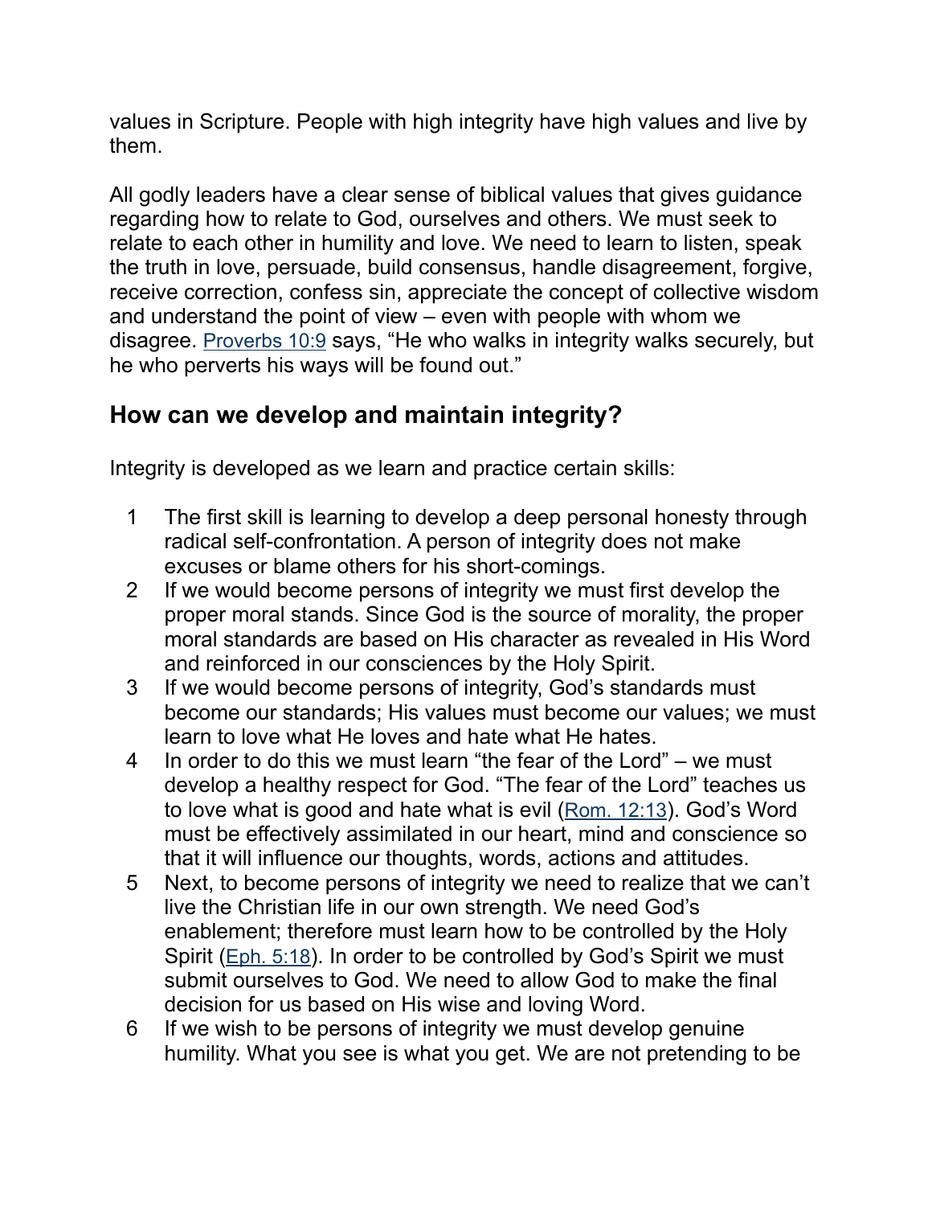values in Scripture. People with high integrity have high values and live by them.

All godly leaders have a clear sense of biblical values that gives guidance regarding how to relate to God, ourselves and others. We must seek to relate to each other in humility and love. We need to learn to listen, speak the truth in love, persuade, build consensus, handle disagreement, forgive, receive correction, confess sin, appreciate the concept of collective wisdom and understand the point of view – even with people with whom we disagree. Proverbs 10:9 says, “He who walks in integrity walks securely, but he who perverts his ways will be found out.”

## How can we develop and maintain integrity?

Integrity is developed as we learn and practice certain skills:

1. The first skill is learning to develop a deep personal honesty through radical self-confrontation. A person of integrity does not make excuses or blame others for his short-comings.
2. If we would become persons of integrity we must first develop the proper moral stands. Since God is the source of morality, the proper moral standards are based on His character as revealed in His Word and reinforced in our consciences by the Holy Spirit.
3. If we would become persons of integrity, God’s standards must become our standards; His values must become our values; we must learn to love what He loves and hate what He hates.
4. In order to do this we must learn “the fear of the Lord” – we must develop a healthy respect for God. “The fear of the Lord” teaches us to love what is good and hate what is evil (Rom. 12:13). God’s Word must be effectively assimilated in our heart, mind and conscience so that it will influence our thoughts, words, actions and attitudes.
5. Next, to become persons of integrity we need to realize that we can’t live the Christian life in our own strength. We need God’s enablement; therefore must learn how to be controlled by the Holy Spirit (Eph. 5:18). In order to be controlled by God’s Spirit we must submit ourselves to God. We need to allow God to make the final decision for us based on His wise and loving Word.
6. If we wish to be persons of integrity we must develop genuine humility. What you see is what you get. We are not pretending to be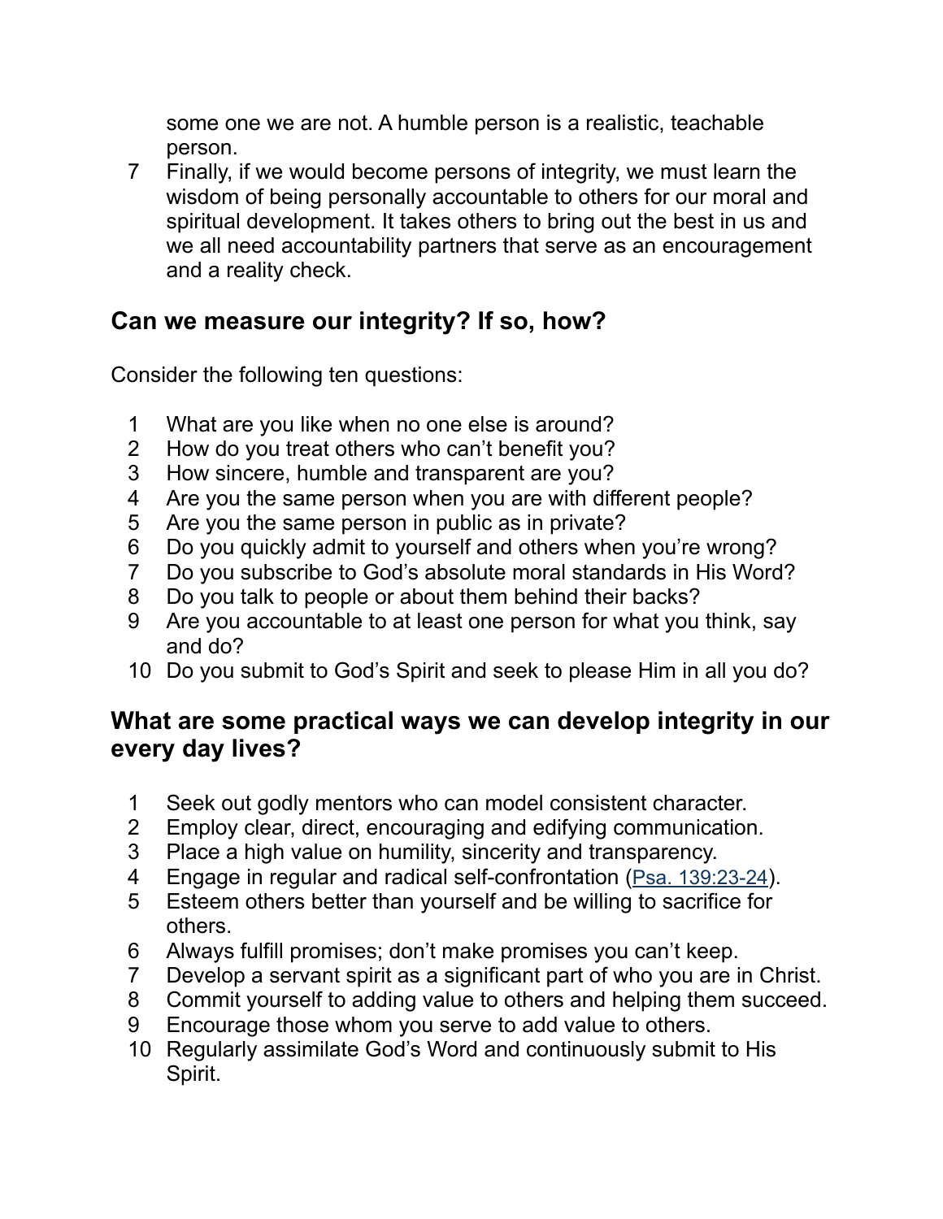some one we are not. A humble person is a realistic, teachable person.

7. Finally, if we would become persons of integrity, we must learn the wisdom of being personally accountable to others for our moral and spiritual development. It takes others to bring out the best in us and we all need accountability partners that serve as an encouragement and a reality check.

## Can we measure our integrity? If so, how?

Consider the following ten questions:

1. What are you like when no one else is around?
2. How do you treat others who can't benefit you?
3. How sincere, humble and transparent are you?
4. Are you the same person when you are with different people?
5. Are you the same person in public as in private?
6. Do you quickly admit to yourself and others when you're wrong?
7. Do you subscribe to God's absolute moral standards in His Word?
8. Do you talk to people or about them behind their backs?
9. Are you accountable to at least one person for what you think, say and do?
10. Do you submit to God's Spirit and seek to please Him in all you do?

## What are some practical ways we can develop integrity in our every day lives?

1. Seek out godly mentors who can model consistent character.
2. Employ clear, direct, encouraging and edifying communication.
3. Place a high value on humility, sincerity and transparency.
4. Engage in regular and radical self-confrontation (Psa. 139:23-24).
5. Esteem others better than yourself and be willing to sacrifice for others.
6. Always fulfill promises; don't make promises you can't keep.
7. Develop a servant spirit as a significant part of who you are in Christ.
8. Commit yourself to adding value to others and helping them succeed.
9. Encourage those whom you serve to add value to others.
10. Regularly assimilate God's Word and continuously submit to His Spirit.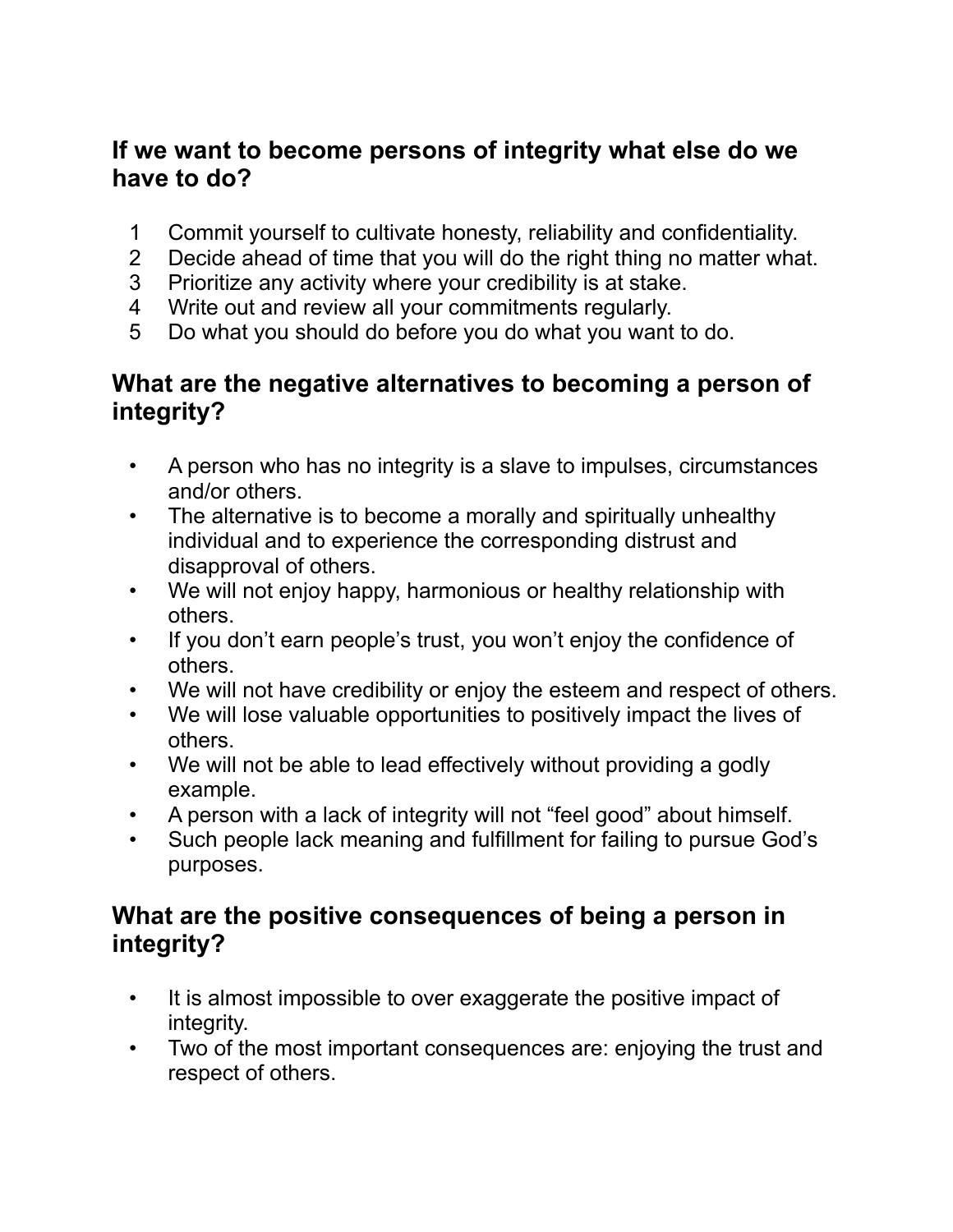## If we want to become persons of integrity what else do we have to do?

1. Commit yourself to cultivate honesty, reliability and confidentiality.
2. Decide ahead of time that you will do the right thing no matter what.
3. Prioritize any activity where your credibility is at stake.
4. Write out and review all your commitments regularly.
5. Do what you should do before you do what you want to do.

## What are the negative alternatives to becoming a person of integrity?

- A person who has no integrity is a slave to impulses, circumstances and/or others.
- The alternative is to become a morally and spiritually unhealthy individual and to experience the corresponding distrust and disapproval of others.
- We will not enjoy happy, harmonious or healthy relationship with others.
- If you don't earn people's trust, you won't enjoy the confidence of others.
- We will not have credibility or enjoy the esteem and respect of others.
- We will lose valuable opportunities to positively impact the lives of others.
- We will not be able to lead effectively without providing a godly example.
- A person with a lack of integrity will not "feel good" about himself.
- Such people lack meaning and fulfillment for failing to pursue God's purposes.

## What are the positive consequences of being a person in integrity?

- It is almost impossible to over exaggerate the positive impact of integrity.
- Two of the most important consequences are: enjoying the trust and respect of others.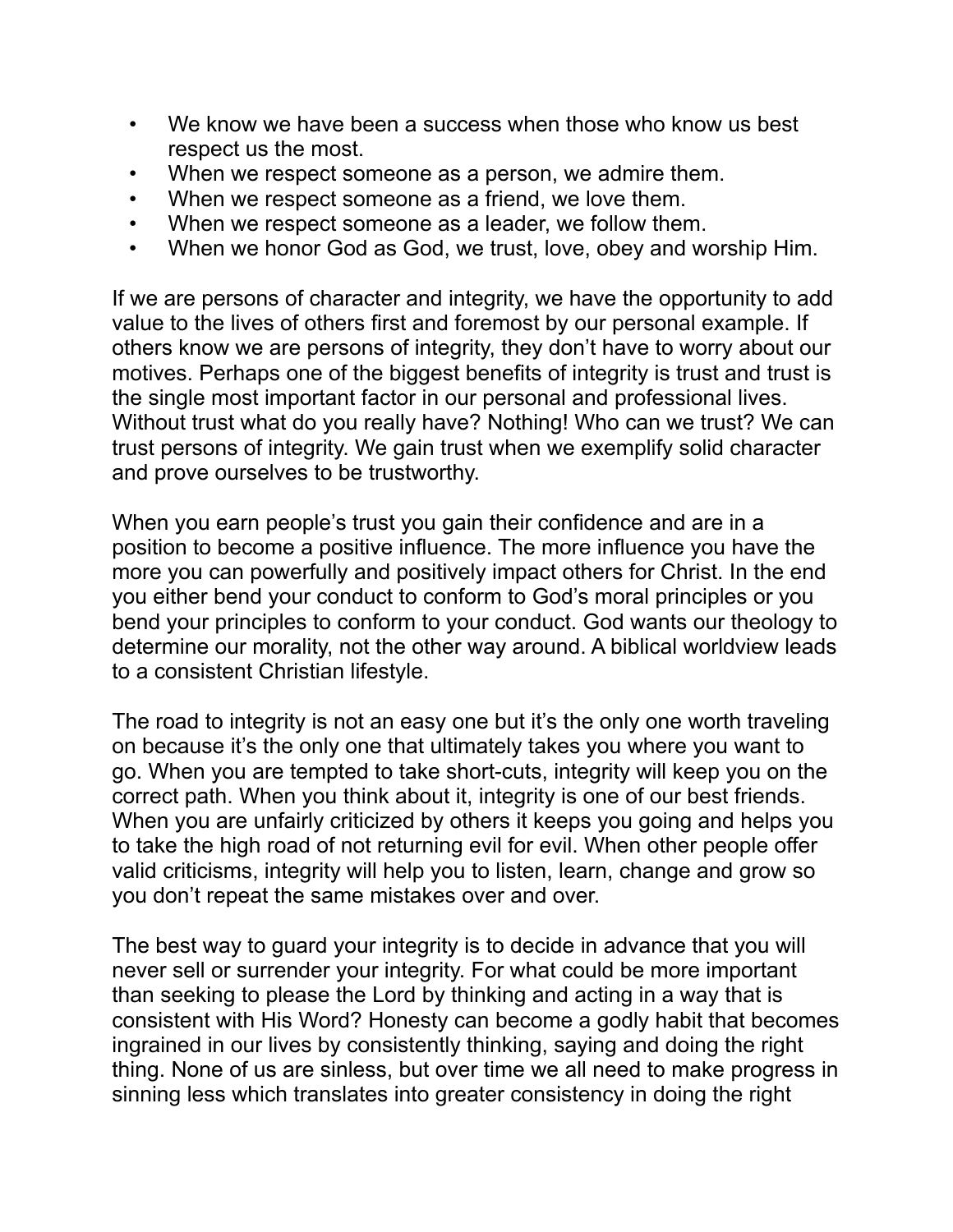- We know we have been a success when those who know us best respect us the most.
- When we respect someone as a person, we admire them.
- When we respect someone as a friend, we love them.
- When we respect someone as a leader, we follow them.
- When we honor God as God, we trust, love, obey and worship Him.

If we are persons of character and integrity, we have the opportunity to add value to the lives of others first and foremost by our personal example. If others know we are persons of integrity, they don't have to worry about our motives. Perhaps one of the biggest benefits of integrity is trust and trust is the single most important factor in our personal and professional lives. Without trust what do you really have? Nothing! Who can we trust? We can trust persons of integrity. We gain trust when we exemplify solid character and prove ourselves to be trustworthy.

When you earn people's trust you gain their confidence and are in a position to become a positive influence. The more influence you have the more you can powerfully and positively impact others for Christ. In the end you either bend your conduct to conform to God's moral principles or you bend your principles to conform to your conduct. God wants our theology to determine our morality, not the other way around. A biblical worldview leads to a consistent Christian lifestyle.

The road to integrity is not an easy one but it's the only one worth traveling on because it's the only one that ultimately takes you where you want to go. When you are tempted to take short-cuts, integrity will keep you on the correct path. When you think about it, integrity is one of our best friends. When you are unfairly criticized by others it keeps you going and helps you to take the high road of not returning evil for evil. When other people offer valid criticisms, integrity will help you to listen, learn, change and grow so you don't repeat the same mistakes over and over.

The best way to guard your integrity is to decide in advance that you will never sell or surrender your integrity. For what could be more important than seeking to please the Lord by thinking and acting in a way that is consistent with His Word? Honesty can become a godly habit that becomes ingrained in our lives by consistently thinking, saying and doing the right thing. None of us are sinless, but over time we all need to make progress in sinning less which translates into greater consistency in doing the right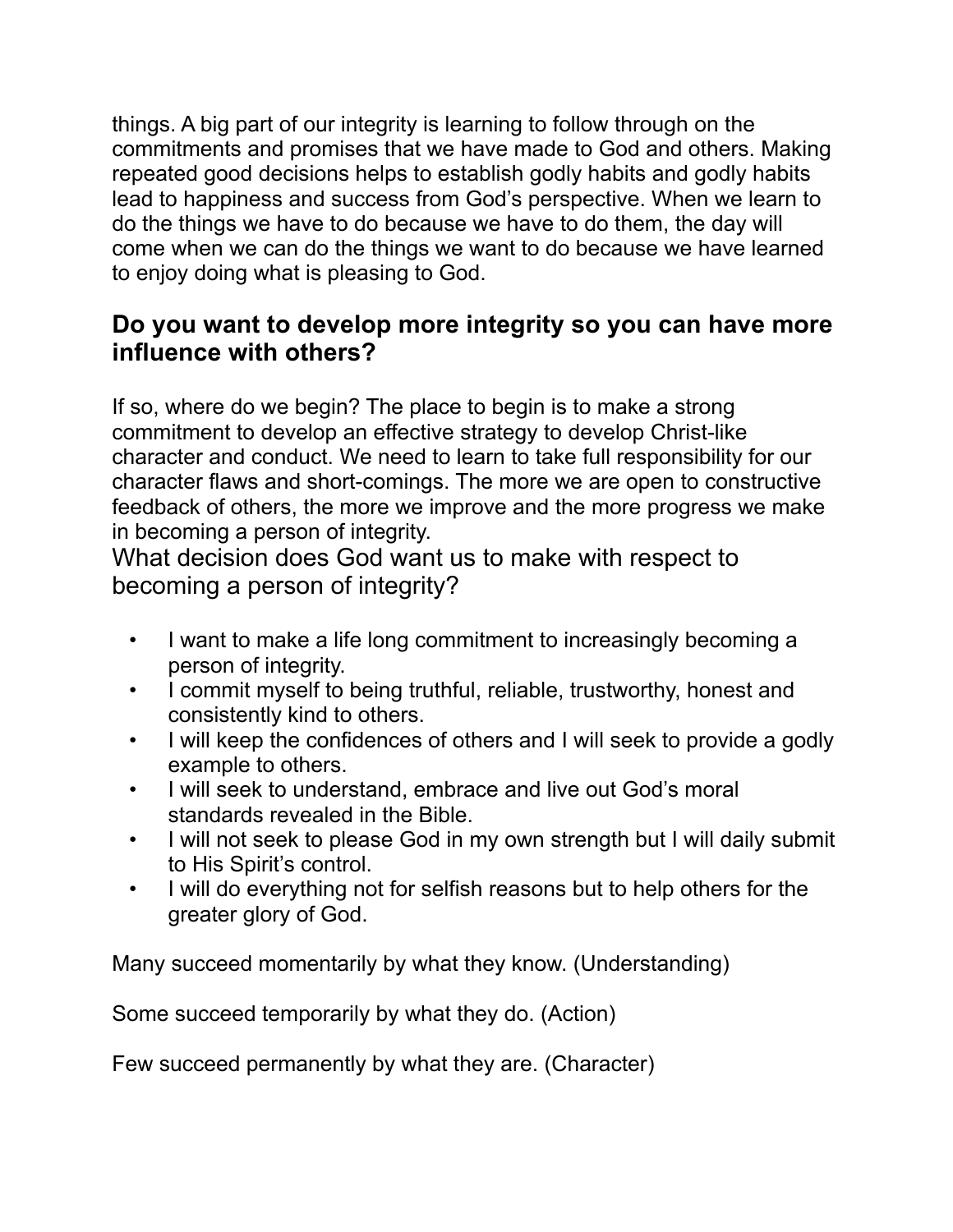things. A big part of our integrity is learning to follow through on the commitments and promises that we have made to God and others. Making repeated good decisions helps to establish godly habits and godly habits lead to happiness and success from God's perspective. When we learn to do the things we have to do because we have to do them, the day will come when we can do the things we want to do because we have learned to enjoy doing what is pleasing to God.

## Do you want to develop more integrity so you can have more influence with others?

If so, where do we begin? The place to begin is to make a strong commitment to develop an effective strategy to develop Christ-like character and conduct. We need to learn to take full responsibility for our character flaws and short-comings. The more we are open to constructive feedback of others, the more we improve and the more progress we make in becoming a person of integrity.

What decision does God want us to make with respect to becoming a person of integrity?

- I want to make a life long commitment to increasingly becoming a person of integrity.
- I commit myself to being truthful, reliable, trustworthy, honest and consistently kind to others.
- I will keep the confidences of others and I will seek to provide a godly example to others.
- I will seek to understand, embrace and live out God's moral standards revealed in the Bible.
- I will not seek to please God in my own strength but I will daily submit to His Spirit's control.
- I will do everything not for selfish reasons but to help others for the greater glory of God.

Many succeed momentarily by what they know. (Understanding)

Some succeed temporarily by what they do. (Action)

Few succeed permanently by what they are. (Character)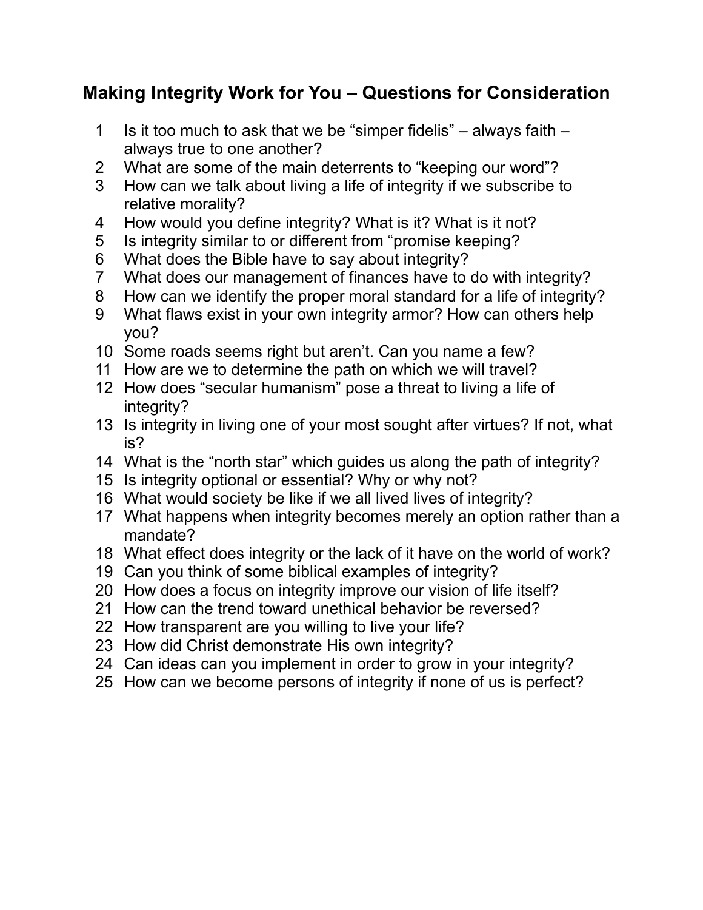## Making Integrity Work for You – Questions for Consideration

1. Is it too much to ask that we be "simper fidelis" – always faith – always true to one another?
2. What are some of the main deterrents to "keeping our word"?
3. How can we talk about living a life of integrity if we subscribe to relative morality?
4. How would you define integrity? What is it? What is it not?
5. Is integrity similar to or different from "promise keeping?
6. What does the Bible have to say about integrity?
7. What does our management of finances have to do with integrity?
8. How can we identify the proper moral standard for a life of integrity?
9. What flaws exist in your own integrity armor? How can others help you?
10. Some roads seems right but aren't. Can you name a few?
11. How are we to determine the path on which we will travel?
12. How does "secular humanism" pose a threat to living a life of integrity?
13. Is integrity in living one of your most sought after virtues? If not, what is?
14. What is the "north star" which guides us along the path of integrity?
15. Is integrity optional or essential? Why or why not?
16. What would society be like if we all lived lives of integrity?
17. What happens when integrity becomes merely an option rather than a mandate?
18. What effect does integrity or the lack of it have on the world of work?
19. Can you think of some biblical examples of integrity?
20. How does a focus on integrity improve our vision of life itself?
21. How can the trend toward unethical behavior be reversed?
22. How transparent are you willing to live your life?
23. How did Christ demonstrate His own integrity?
24. Can ideas can you implement in order to grow in your integrity?
25. How can we become persons of integrity if none of us is perfect?